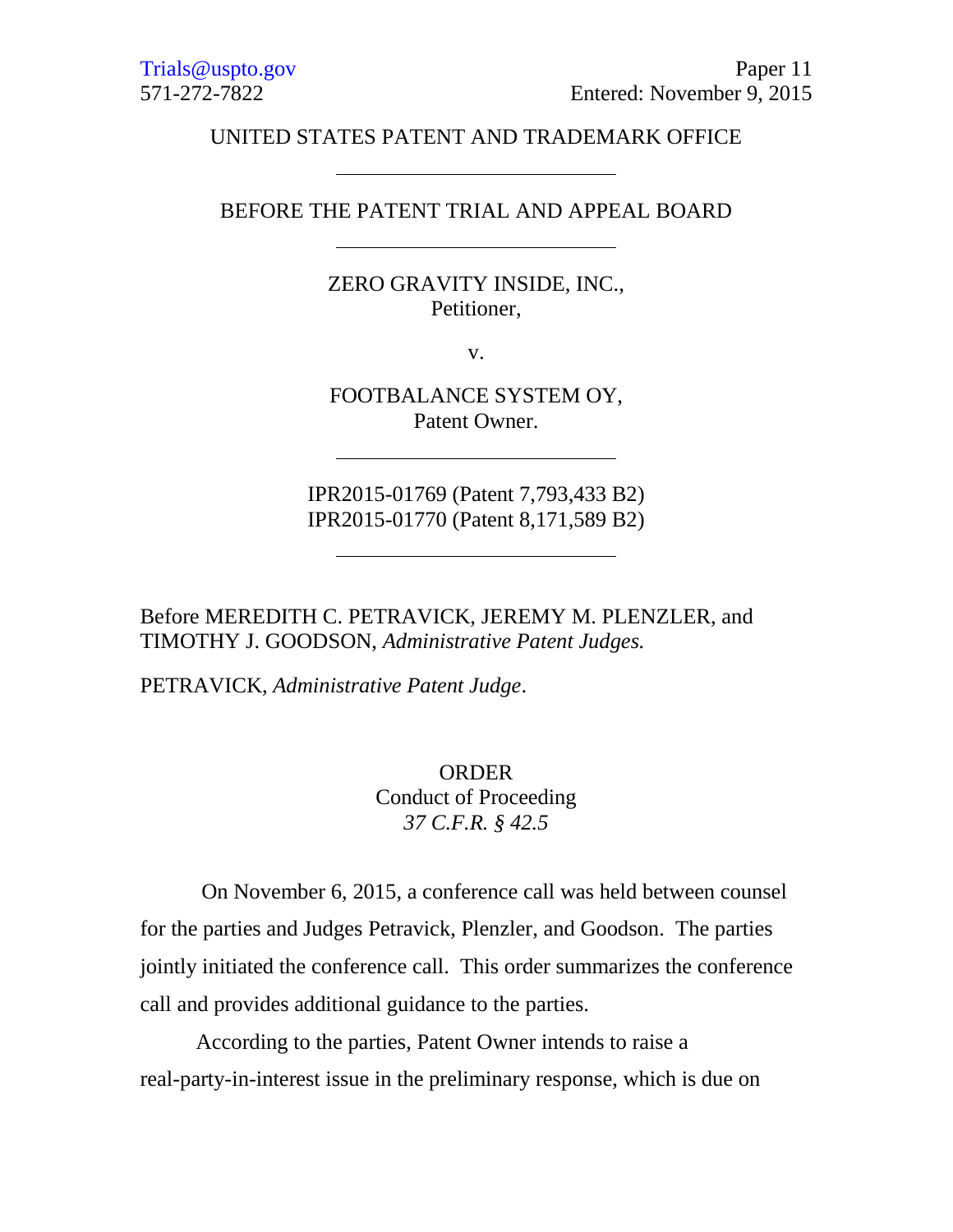Trials@uspto.gov
571-272-7822

Paper 11
Entered: November 9, 2015

UNITED STATES PATENT AND TRADEMARK OFFICE

---

BEFORE THE PATENT TRIAL AND APPEAL BOARD

---

ZERO GRAVITY INSIDE, INC.,
Petitioner,

v.

FOOTBALANCE SYSTEM OY,
Patent Owner.

---

IPR2015-01769 (Patent 7,793,433 B2)
IPR2015-01770 (Patent 8,171,589 B2)

---

Before MEREDITH C. PETRAVICK, JEREMY M. PLENZLER, and TIMOTHY J. GOODSON, *Administrative Patent Judges.*

PETRAVICK, *Administrative Patent Judge*.

ORDER
Conduct of Proceeding
*37 C.F.R. § 42.5*

On November 6, 2015, a conference call was held between counsel for the parties and Judges Petravick, Plenzler, and Goodson. The parties jointly initiated the conference call. This order summarizes the conference call and provides additional guidance to the parties.

According to the parties, Patent Owner intends to raise a real-party-in-interest issue in the preliminary response, which is due on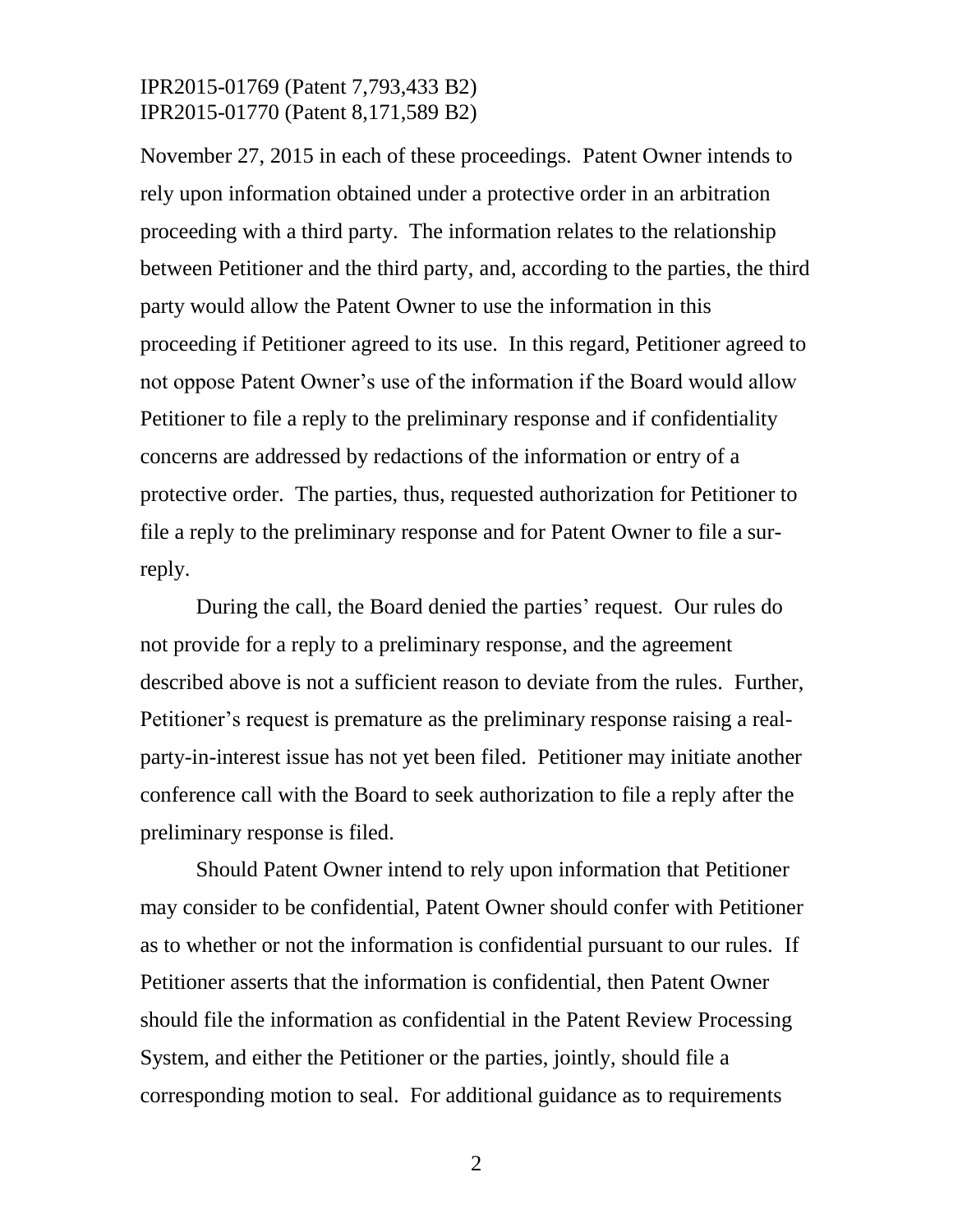November 27, 2015 in each of these proceedings. Patent Owner intends to rely upon information obtained under a protective order in an arbitration proceeding with a third party. The information relates to the relationship between Petitioner and the third party, and, according to the parties, the third party would allow the Patent Owner to use the information in this proceeding if Petitioner agreed to its use. In this regard, Petitioner agreed to not oppose Patent Owner's use of the information if the Board would allow Petitioner to file a reply to the preliminary response and if confidentiality concerns are addressed by redactions of the information or entry of a protective order. The parties, thus, requested authorization for Petitioner to file a reply to the preliminary response and for Patent Owner to file a sur-reply.

During the call, the Board denied the parties' request. Our rules do not provide for a reply to a preliminary response, and the agreement described above is not a sufficient reason to deviate from the rules. Further, Petitioner's request is premature as the preliminary response raising a real-party-in-interest issue has not yet been filed. Petitioner may initiate another conference call with the Board to seek authorization to file a reply after the preliminary response is filed.

Should Patent Owner intend to rely upon information that Petitioner may consider to be confidential, Patent Owner should confer with Petitioner as to whether or not the information is confidential pursuant to our rules. If Petitioner asserts that the information is confidential, then Patent Owner should file the information as confidential in the Patent Review Processing System, and either the Petitioner or the parties, jointly, should file a corresponding motion to seal. For additional guidance as to requirements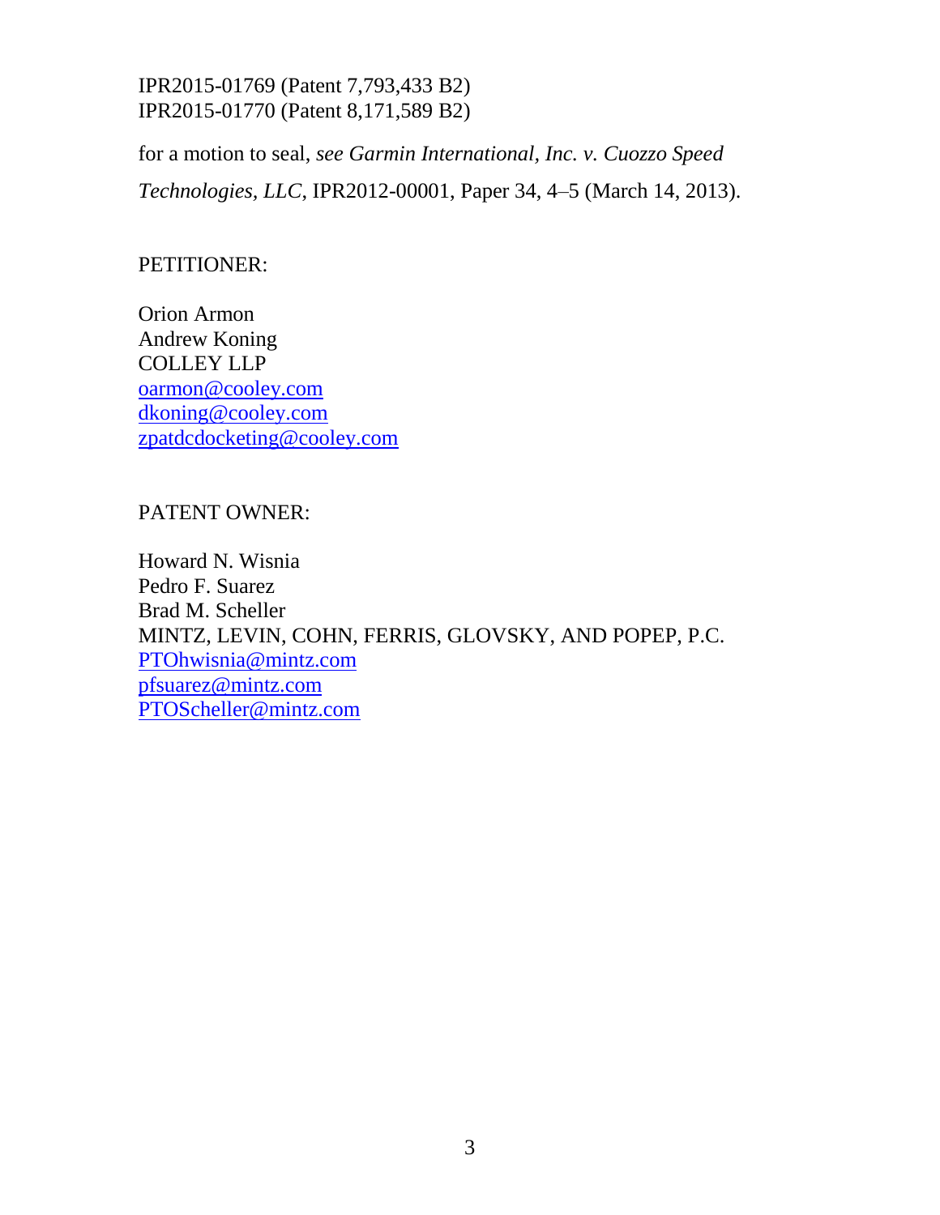IPR2015-01769 (Patent 7,793,433 B2)
IPR2015-01770 (Patent 8,171,589 B2)

for a motion to seal, *see Garmin International, Inc. v. Cuozzo Speed Technologies, LLC*, IPR2012-00001, Paper 34, 4–5 (March 14, 2013).

PETITIONER:

Orion Armon
Andrew Koning
COLLEY LLP
oarmon@cooley.com
dkoning@cooley.com
zpatdcdocketing@cooley.com

PATENT OWNER:

Howard N. Wisnia
Pedro F. Suarez
Brad M. Scheller
MINTZ, LEVIN, COHN, FERRIS, GLOVSKY, AND POPEP, P.C.
PTOhwisnia@mintz.com
pfsuarez@mintz.com
PTOScheller@mintz.com